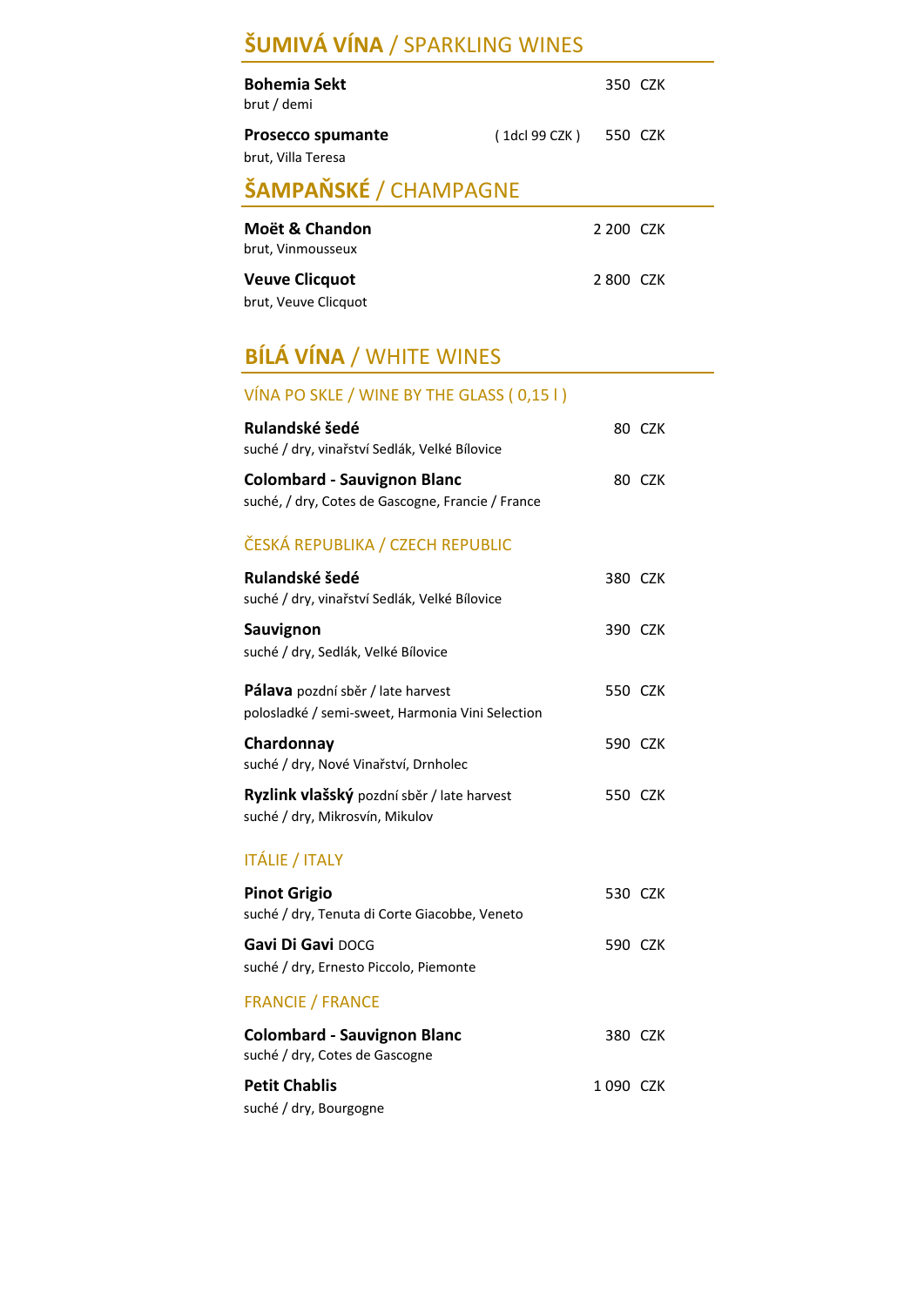## **ŠUMIVÁ VÍNA** / SPARKLING WINES

**Bohemia Sekt** 350 CZK
brut / demi

**Prosecco spumante** ( 1dcl 99 CZK ) 550 CZK
brut, Villa Teresa

## **ŠAMPAŇSKÉ** / CHAMPAGNE

**Moët & Chandon** 2 200 CZK
brut, Vinmousseux

**Veuve Clicquot** 2 800 CZK
brut, Veuve Clicquot

## **BÍLÁ VÍNA** / WHITE WINES

### VÍNA PO SKLE / WINE BY THE GLASS ( 0,15 l )

**Rulandské šedé** 80 CZK
suché / dry, vinařství Sedlák, Velké Bílovice

**Colombard - Sauvignon Blanc** 80 CZK
suché, / dry, Cotes de Gascogne, Francie / France

### ČESKÁ REPUBLIKA / CZECH REPUBLIC

**Rulandské šedé** 380 CZK
suché / dry, vinařství Sedlák, Velké Bílovice

**Sauvignon** 390 CZK
suché / dry, Sedlák, Velké Bílovice

**Pálava** pozdní sběr / late harvest 550 CZK
polosladké / semi-sweet, Harmonia Vini Selection

**Chardonnay** 590 CZK
suché / dry, Nové Vinařství, Drnholec

**Ryzlink vlašský** pozdní sběr / late harvest 550 CZK
suché / dry, Mikrosvín, Mikulov

### ITÁLIE / ITALY

**Pinot Grigio** 530 CZK
suché / dry, Tenuta di Corte Giacobbe, Veneto

**Gavi Di Gavi** DOCG 590 CZK
suché / dry, Ernesto Piccolo, Piemonte

### FRANCIE / FRANCE

**Colombard - Sauvignon Blanc** 380 CZK
suché / dry, Cotes de Gascogne

**Petit Chablis** 1 090 CZK
suché / dry, Bourgogne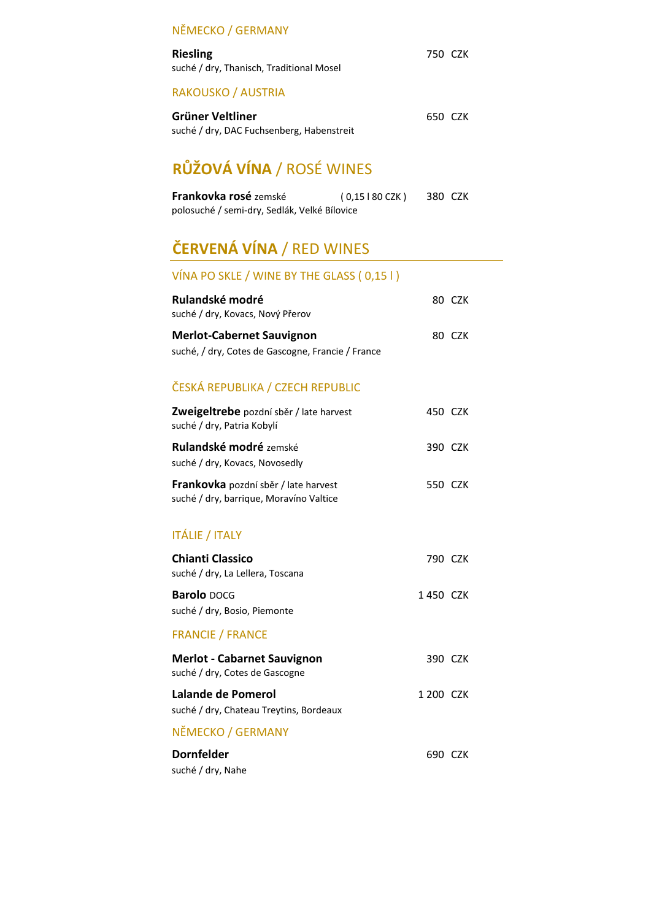### NĚMECKO / GERMANY

**Riesling** 750 CZK
suché / dry, Thanisch, Traditional Mosel

### RAKOUSKO / AUSTRIA

**Grüner Veltliner** 650 CZK
suché / dry, DAC Fuchsenberg, Habenstreit

## RŮŽOVÁ VÍNA / ROSÉ WINES

**Frankovka rosé** zemské ( 0,15 l 80 CZK ) 380 CZK
polosuché / semi-dry, Sedlák, Velké Bílovice

## ČERVENÁ VÍNA / RED WINES

### VÍNA PO SKLE / WINE BY THE GLASS ( 0,15 l )

**Rulandské modré** 80 CZK
suché / dry, Kovacs, Nový Přerov

**Merlot-Cabernet Sauvignon** 80 CZK
suché, / dry, Cotes de Gascogne, Francie / France

### ČESKÁ REPUBLIKA / CZECH REPUBLIC

**Zweigeltrebe** pozdní sběr / late harvest 450 CZK
suché / dry, Patria Kobylí

**Rulandské modré** zemské 390 CZK
suché / dry, Kovacs, Novosedly

**Frankovka** pozdní sběr / late harvest 550 CZK
suché / dry, barrique, Moravíno Valtice

### ITÁLIE / ITALY

**Chianti Classico** 790 CZK
suché / dry, La Lellera, Toscana

**Barolo** DOCG 1 450 CZK
suché / dry, Bosio, Piemonte

### FRANCIE / FRANCE

**Merlot - Cabernet Sauvignon** 390 CZK
suché / dry, Cotes de Gascogne

**Lalande de Pomerol** 1 200 CZK
suché / dry, Chateau Treytins, Bordeaux

### NĚMECKO / GERMANY

**Dornfelder** 690 CZK
suché / dry, Nahe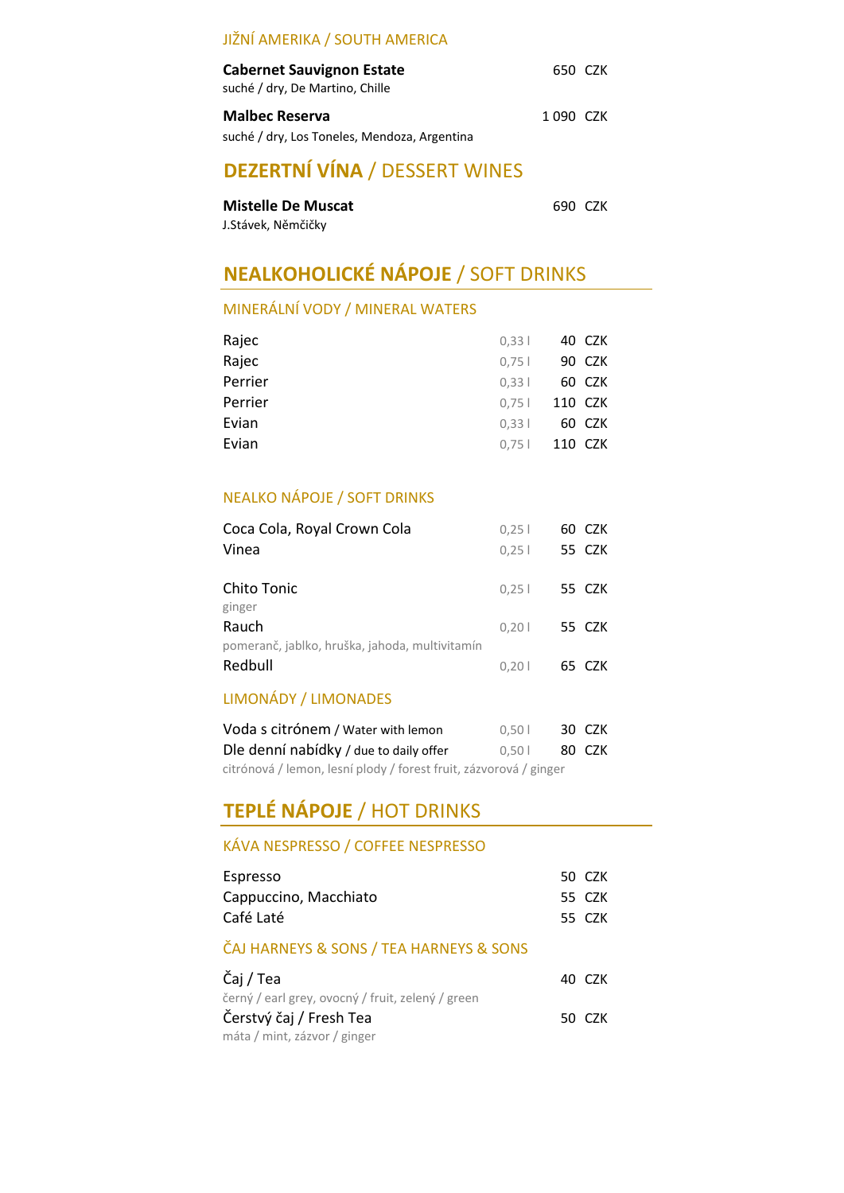### JIŽNÍ AMERIKA / SOUTH AMERICA

**Cabernet Sauvignon Estate** 650 CZK
suché / dry, De Martino, Chille

**Malbec Reserva** 1 090 CZK
suché / dry, Los Toneles, Mendoza, Argentina

## **DEZERTNÍ VÍNA** / DESSERT WINES

**Mistelle De Muscat** 690 CZK
J.Stávek, Němčičky

## **NEALKOHOLICKÉ NÁPOJE** / SOFT DRINKS

### MINERÁLNÍ VODY / MINERAL WATERS

| | | |
|---|---|---|
| Rajec | 0,33 l | 40 CZK |
| Rajec | 0,75 l | 90 CZK |
| Perrier | 0,33 l | 60 CZK |
| Perrier | 0,75 l | 110 CZK |
| Evian | 0,33 l | 60 CZK |
| Evian | 0,75 l | 110 CZK |

### NEALKO NÁPOJE / SOFT DRINKS

| | | |
|---|---|---|
| Coca Cola, Royal Crown Cola | 0,25 l | 60 CZK |
| Vinea | 0,25 l | 55 CZK |
| Chito Tonic<br>ginger | 0,25 l | 55 CZK |
| Rauch<br>pomeranč, jablko, hruška, jahoda, multivitamín | 0,20 l | 55 CZK |
| Redbull | 0,20 l | 65 CZK |

### LIMONÁDY / LIMONADES

| | | |
|---|---|---|
| Voda s citrónem / Water with lemon | 0,50 l | 30 CZK |
| Dle denní nabídky / due to daily offer | 0,50 l | 80 CZK |

citrónová / lemon, lesní plody / forest fruit, zázvorová / ginger

## **TEPLÉ NÁPOJE** / HOT DRINKS

### KÁVA NESPRESSO / COFFEE NESPRESSO

| | |
|---|---|
| Espresso | 50 CZK |
| Cappuccino, Macchiato | 55 CZK |
| Café Laté | 55 CZK |

### ČAJ HARNEYS & SONS / TEA HARNEYS & SONS

Čaj / Tea 40 CZK
černý / earl grey, ovocný / fruit, zelený / green

Čerstvý čaj / Fresh Tea 50 CZK
máta / mint, zázvor / ginger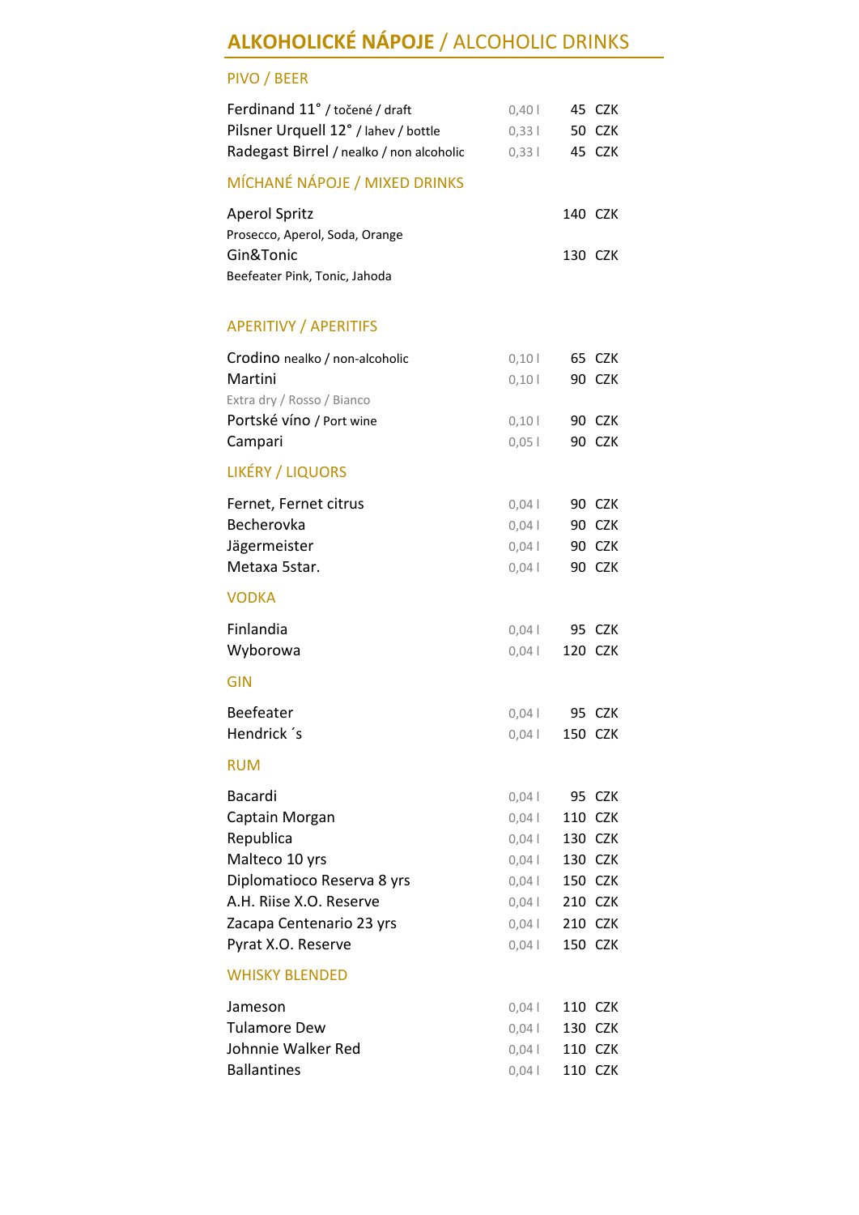# ALKOHOLICKÉ NÁPOJE / ALCOHOLIC DRINKS

## PIVO / BEER

| | | |
|---|---|---|
| Ferdinand 11° / točené / draft | 0,40 l | 45 CZK |
| Pilsner Urquell 12° / lahev / bottle | 0,33 l | 50 CZK |
| Radegast Birrel / nealko / non alcoholic | 0,33 l | 45 CZK |

## MÍCHANÉ NÁPOJE / MIXED DRINKS

| | | |
|---|---|---|
| Aperol Spritz<br>Prosecco, Aperol, Soda, Orange | | 140 CZK |
| Gin&Tonic<br>Beefeater Pink, Tonic, Jahoda | | 130 CZK |

## APERITIVY / APERITIFS

| | | |
|---|---|---|
| Crodino nealko / non-alcoholic | 0,10 l | 65 CZK |
| Martini<br>Extra dry / Rosso / Bianco | 0,10 l | 90 CZK |
| Portské víno / Port wine | 0,10 l | 90 CZK |
| Campari | 0,05 l | 90 CZK |

## LIKÉRY / LIQUORS

| | | |
|---|---|---|
| Fernet, Fernet citrus | 0,04 l | 90 CZK |
| Becherovka | 0,04 l | 90 CZK |
| Jägermeister | 0,04 l | 90 CZK |
| Metaxa 5star. | 0,04 l | 90 CZK |

## VODKA

| | | |
|---|---|---|
| Finlandia | 0,04 l | 95 CZK |
| Wyborowa | 0,04 l | 120 CZK |

## GIN

| | | |
|---|---|---|
| Beefeater | 0,04 l | 95 CZK |
| Hendrick´s | 0,04 l | 150 CZK |

## RUM

| | | |
|---|---|---|
| Bacardi | 0,04 l | 95 CZK |
| Captain Morgan | 0,04 l | 110 CZK |
| Republica | 0,04 l | 130 CZK |
| Malteco 10 yrs | 0,04 l | 130 CZK |
| Diplomatioco Reserva 8 yrs | 0,04 l | 150 CZK |
| A.H. Riise X.O. Reserve | 0,04 l | 210 CZK |
| Zacapa Centenario 23 yrs | 0,04 l | 210 CZK |
| Pyrat X.O. Reserve | 0,04 l | 150 CZK |

## WHISKY BLENDED

| | | |
|---|---|---|
| Jameson | 0,04 l | 110 CZK |
| Tulamore Dew | 0,04 l | 130 CZK |
| Johnnie Walker Red | 0,04 l | 110 CZK |
| Ballantines | 0,04 l | 110 CZK |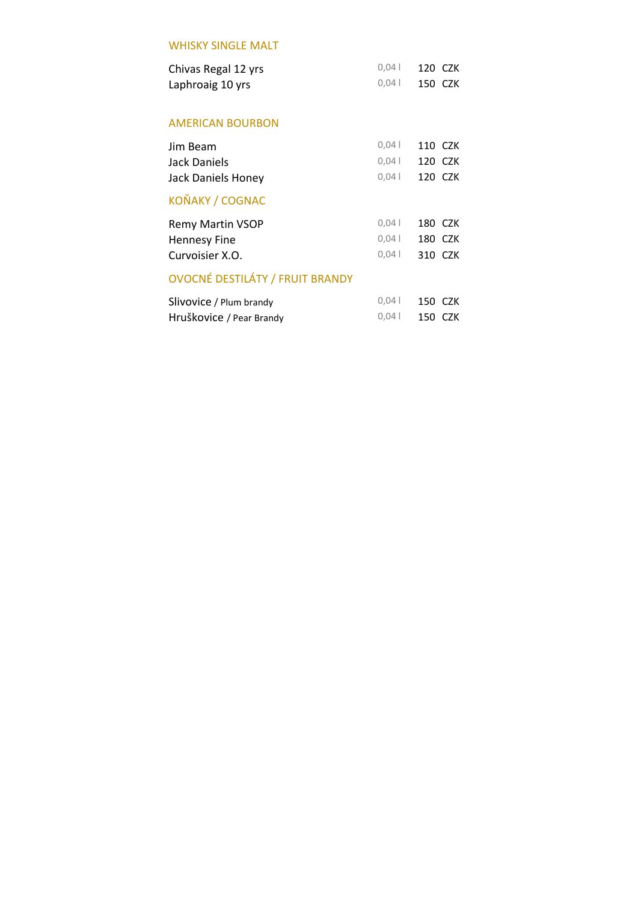## WHISKY SINGLE MALT

| | | |
|---|---|---|
| Chivas Regal 12 yrs | 0,04 l | 120 CZK |
| Laphroaig 10 yrs | 0,04 l | 150 CZK |

## AMERICAN BOURBON

| | | |
|---|---|---|
| Jim Beam | 0,04 l | 110 CZK |
| Jack Daniels | 0,04 l | 120 CZK |
| Jack Daniels Honey | 0,04 l | 120 CZK |

## KOŇAKY / COGNAC

| | | |
|---|---|---|
| Remy Martin VSOP | 0,04 l | 180 CZK |
| Hennesy Fine | 0,04 l | 180 CZK |
| Curvoisier X.O. | 0,04 l | 310 CZK |

## OVOCNÉ DESTILÁTY / FRUIT BRANDY

| | | |
|---|---|---|
| Slivovice / Plum brandy | 0,04 l | 150 CZK |
| Hruškovice / Pear Brandy | 0,04 l | 150 CZK |